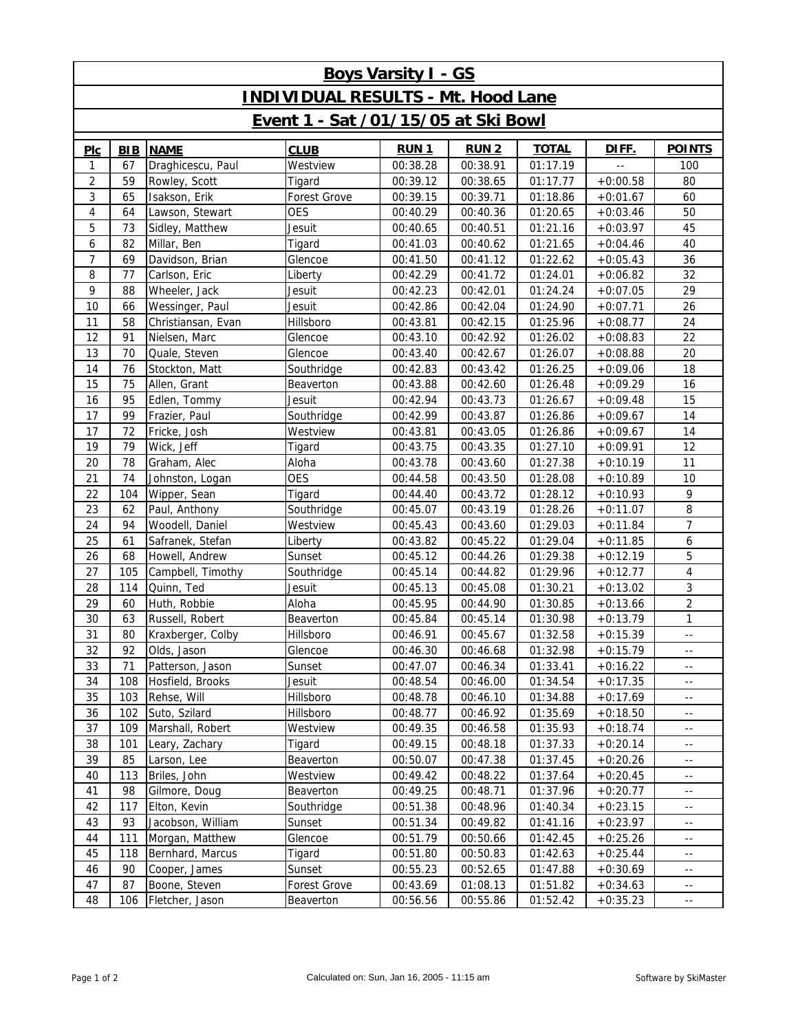# Boys Varsity I - GS

## INDIVIDUAL RESULTS - Mt. Hood Lane

### Event 1 - Sat /01/15/05 at Ski Bowl

| Plc | BIB | NAME | CLUB | RUN 1 | RUN 2 | TOTAL | DIFF. | POINTS |
|---|---|---|---|---|---|---|---|---|
| 1 | 67 | Draghicescu, Paul | Westview | 00:38.28 | 00:38.91 | 01:17.19 | -- | 100 |
| 2 | 59 | Rowley, Scott | Tigard | 00:39.12 | 00:38.65 | 01:17.77 | +0:00.58 | 80 |
| 3 | 65 | Isakson, Erik | Forest Grove | 00:39.15 | 00:39.71 | 01:18.86 | +0:01.67 | 60 |
| 4 | 64 | Lawson, Stewart | OES | 00:40.29 | 00:40.36 | 01:20.65 | +0:03.46 | 50 |
| 5 | 73 | Sidley, Matthew | Jesuit | 00:40.65 | 00:40.51 | 01:21.16 | +0:03.97 | 45 |
| 6 | 82 | Millar, Ben | Tigard | 00:41.03 | 00:40.62 | 01:21.65 | +0:04.46 | 40 |
| 7 | 69 | Davidson, Brian | Glencoe | 00:41.50 | 00:41.12 | 01:22.62 | +0:05.43 | 36 |
| 8 | 77 | Carlson, Eric | Liberty | 00:42.29 | 00:41.72 | 01:24.01 | +0:06.82 | 32 |
| 9 | 88 | Wheeler, Jack | Jesuit | 00:42.23 | 00:42.01 | 01:24.24 | +0:07.05 | 29 |
| 10 | 66 | Wessinger, Paul | Jesuit | 00:42.86 | 00:42.04 | 01:24.90 | +0:07.71 | 26 |
| 11 | 58 | Christiansan, Evan | Hillsboro | 00:43.81 | 00:42.15 | 01:25.96 | +0:08.77 | 24 |
| 12 | 91 | Nielsen, Marc | Glencoe | 00:43.10 | 00:42.92 | 01:26.02 | +0:08.83 | 22 |
| 13 | 70 | Quale, Steven | Glencoe | 00:43.40 | 00:42.67 | 01:26.07 | +0:08.88 | 20 |
| 14 | 76 | Stockton, Matt | Southridge | 00:42.83 | 00:43.42 | 01:26.25 | +0:09.06 | 18 |
| 15 | 75 | Allen, Grant | Beaverton | 00:43.88 | 00:42.60 | 01:26.48 | +0:09.29 | 16 |
| 16 | 95 | Edlen, Tommy | Jesuit | 00:42.94 | 00:43.73 | 01:26.67 | +0:09.48 | 15 |
| 17 | 99 | Frazier, Paul | Southridge | 00:42.99 | 00:43.87 | 01:26.86 | +0:09.67 | 14 |
| 17 | 72 | Fricke, Josh | Westview | 00:43.81 | 00:43.05 | 01:26.86 | +0:09.67 | 14 |
| 19 | 79 | Wick, Jeff | Tigard | 00:43.75 | 00:43.35 | 01:27.10 | +0:09.91 | 12 |
| 20 | 78 | Graham, Alec | Aloha | 00:43.78 | 00:43.60 | 01:27.38 | +0:10.19 | 11 |
| 21 | 74 | Johnston, Logan | OES | 00:44.58 | 00:43.50 | 01:28.08 | +0:10.89 | 10 |
| 22 | 104 | Wipper, Sean | Tigard | 00:44.40 | 00:43.72 | 01:28.12 | +0:10.93 | 9 |
| 23 | 62 | Paul, Anthony | Southridge | 00:45.07 | 00:43.19 | 01:28.26 | +0:11.07 | 8 |
| 24 | 94 | Woodell, Daniel | Westview | 00:45.43 | 00:43.60 | 01:29.03 | +0:11.84 | 7 |
| 25 | 61 | Safranek, Stefan | Liberty | 00:43.82 | 00:45.22 | 01:29.04 | +0:11.85 | 6 |
| 26 | 68 | Howell, Andrew | Sunset | 00:45.12 | 00:44.26 | 01:29.38 | +0:12.19 | 5 |
| 27 | 105 | Campbell, Timothy | Southridge | 00:45.14 | 00:44.82 | 01:29.96 | +0:12.77 | 4 |
| 28 | 114 | Quinn, Ted | Jesuit | 00:45.13 | 00:45.08 | 01:30.21 | +0:13.02 | 3 |
| 29 | 60 | Huth, Robbie | Aloha | 00:45.95 | 00:44.90 | 01:30.85 | +0:13.66 | 2 |
| 30 | 63 | Russell, Robert | Beaverton | 00:45.84 | 00:45.14 | 01:30.98 | +0:13.79 | 1 |
| 31 | 80 | Kraxberger, Colby | Hillsboro | 00:46.91 | 00:45.67 | 01:32.58 | +0:15.39 | -- |
| 32 | 92 | Olds, Jason | Glencoe | 00:46.30 | 00:46.68 | 01:32.98 | +0:15.79 | -- |
| 33 | 71 | Patterson, Jason | Sunset | 00:47.07 | 00:46.34 | 01:33.41 | +0:16.22 | -- |
| 34 | 108 | Hosfield, Brooks | Jesuit | 00:48.54 | 00:46.00 | 01:34.54 | +0:17.35 | -- |
| 35 | 103 | Rehse, Will | Hillsboro | 00:48.78 | 00:46.10 | 01:34.88 | +0:17.69 | -- |
| 36 | 102 | Suto, Szilard | Hillsboro | 00:48.77 | 00:46.92 | 01:35.69 | +0:18.50 | -- |
| 37 | 109 | Marshall, Robert | Westview | 00:49.35 | 00:46.58 | 01:35.93 | +0:18.74 | -- |
| 38 | 101 | Leary, Zachary | Tigard | 00:49.15 | 00:48.18 | 01:37.33 | +0:20.14 | -- |
| 39 | 85 | Larson, Lee | Beaverton | 00:50.07 | 00:47.38 | 01:37.45 | +0:20.26 | -- |
| 40 | 113 | Briles, John | Westview | 00:49.42 | 00:48.22 | 01:37.64 | +0:20.45 | -- |
| 41 | 98 | Gilmore, Doug | Beaverton | 00:49.25 | 00:48.71 | 01:37.96 | +0:20.77 | -- |
| 42 | 117 | Elton, Kevin | Southridge | 00:51.38 | 00:48.96 | 01:40.34 | +0:23.15 | -- |
| 43 | 93 | Jacobson, William | Sunset | 00:51.34 | 00:49.82 | 01:41.16 | +0:23.97 | -- |
| 44 | 111 | Morgan, Matthew | Glencoe | 00:51.79 | 00:50.66 | 01:42.45 | +0:25.26 | -- |
| 45 | 118 | Bernhard, Marcus | Tigard | 00:51.80 | 00:50.83 | 01:42.63 | +0:25.44 | -- |
| 46 | 90 | Cooper, James | Sunset | 00:55.23 | 00:52.65 | 01:47.88 | +0:30.69 | -- |
| 47 | 87 | Boone, Steven | Forest Grove | 00:43.69 | 01:08.13 | 01:51.82 | +0:34.63 | -- |
| 48 | 106 | Fletcher, Jason | Beaverton | 00:56.56 | 00:55.86 | 01:52.42 | +0:35.23 | -- |

Calculated on: Sun, Jan 16, 2005 - 11:15 am

Software by SkiMaster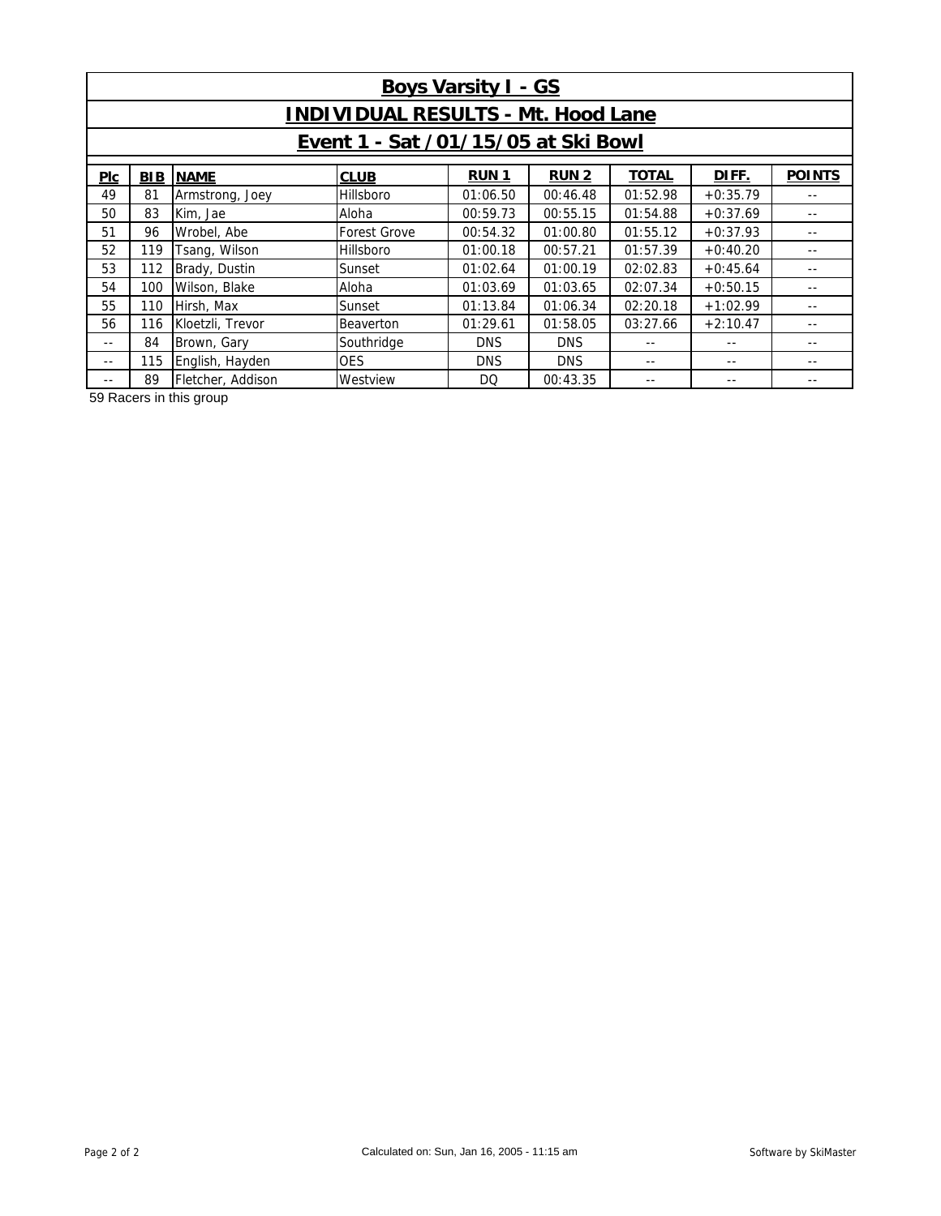# Boys Varsity I - GS

## INDIVIDUAL RESULTS - Mt. Hood Lane

## Event 1 - Sat /01/15/05 at Ski Bowl

| Plc | BIB | NAME | CLUB | RUN 1 | RUN 2 | TOTAL | DIFF. | POINTS |
|---|---|---|---|---|---|---|---|---|
| 49 | 81 | Armstrong, Joey | Hillsboro | 01:06.50 | 00:46.48 | 01:52.98 | +0:35.79 | -- |
| 50 | 83 | Kim, Jae | Aloha | 00:59.73 | 00:55.15 | 01:54.88 | +0:37.69 | -- |
| 51 | 96 | Wrobel, Abe | Forest Grove | 00:54.32 | 01:00.80 | 01:55.12 | +0:37.93 | -- |
| 52 | 119 | Tsang, Wilson | Hillsboro | 01:00.18 | 00:57.21 | 01:57.39 | +0:40.20 | -- |
| 53 | 112 | Brady, Dustin | Sunset | 01:02.64 | 01:00.19 | 02:02.83 | +0:45.64 | -- |
| 54 | 100 | Wilson, Blake | Aloha | 01:03.69 | 01:03.65 | 02:07.34 | +0:50.15 | -- |
| 55 | 110 | Hirsh, Max | Sunset | 01:13.84 | 01:06.34 | 02:20.18 | +1:02.99 | -- |
| 56 | 116 | Kloetzli, Trevor | Beaverton | 01:29.61 | 01:58.05 | 03:27.66 | +2:10.47 | -- |
| -- | 84 | Brown, Gary | Southridge | DNS | DNS | -- | -- | -- |
| -- | 115 | English, Hayden | OES | DNS | DNS | -- | -- | -- |
| -- | 89 | Fletcher, Addison | Westview | DQ | 00:43.35 | -- | -- | -- |

59 Racers in this group

Calculated on: Sun, Jan 16, 2005 - 11:15 am

Software by SkiMaster